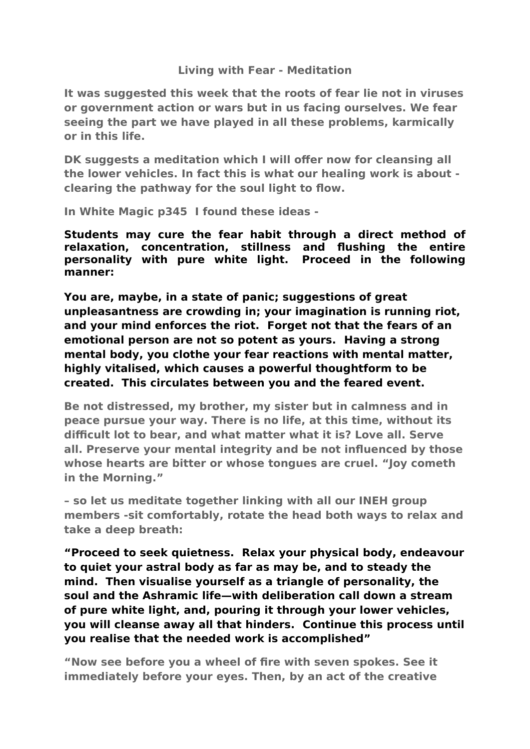# Living with Fear - Meditation

**It was suggested this week that the roots of fear lie not in viruses or government action or wars but in us facing ourselves. We fear seeing the part we have played in all these problems, karmically or in this life.**

**DK suggests a meditation which I will offer now for cleansing all the lower vehicles. In fact this is what our healing work is about - clearing the pathway for the soul light to flow.**

**In White Magic p345 I found these ideas -**

**Students may cure the fear habit through a direct method of relaxation, concentration, stillness and flushing the entire personality with pure white light. Proceed in the following manner:**

**You are, maybe, in a state of panic; suggestions of great unpleasantness are crowding in; your imagination is running riot, and your mind enforces the riot. Forget not that the fears of an emotional person are not so potent as yours. Having a strong mental body, you clothe your fear reactions with mental matter, highly vitalised, which causes a powerful thoughtform to be created. This circulates between you and the feared event.**

**Be not distressed, my brother, my sister but in calmness and in peace pursue your way. There is no life, at this time, without its difficult lot to bear, and what matter what it is? Love all. Serve all. Preserve your mental integrity and be not influenced by those whose hearts are bitter or whose tongues are cruel. "Joy cometh in the Morning."**

**– so let us meditate together linking with all our INEH group members -sit comfortably, rotate the head both ways to relax and take a deep breath:**

**"Proceed to seek quietness. Relax your physical body, endeavour to quiet your astral body as far as may be, and to steady the mind. Then visualise yourself as a triangle of personality, the soul and the Ashramic life—with deliberation call down a stream of pure white light, and, pouring it through your lower vehicles, you will cleanse away all that hinders. Continue this process until you realise that the needed work is accomplished"**

**"Now see before you a wheel of fire with seven spokes. See it immediately before your eyes. Then, by an act of the creative**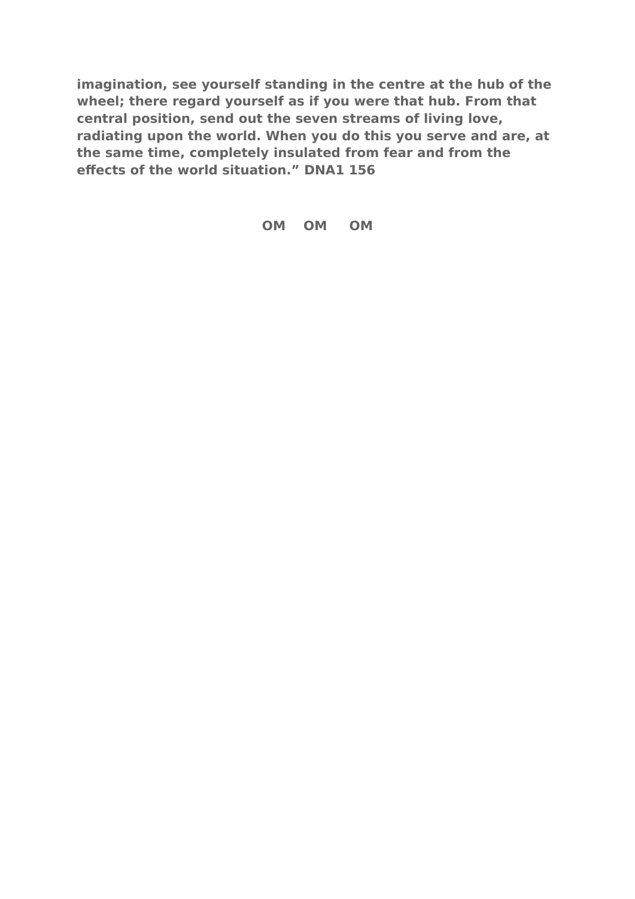**imagination, see yourself standing in the centre at the hub of the wheel; there regard yourself as if you were that hub. From that central position, send out the seven streams of living love, radiating upon the world. When you do this you serve and are, at the same time, completely insulated from fear and from the effects of the world situation." DNA1 156**

**OM OM OM**